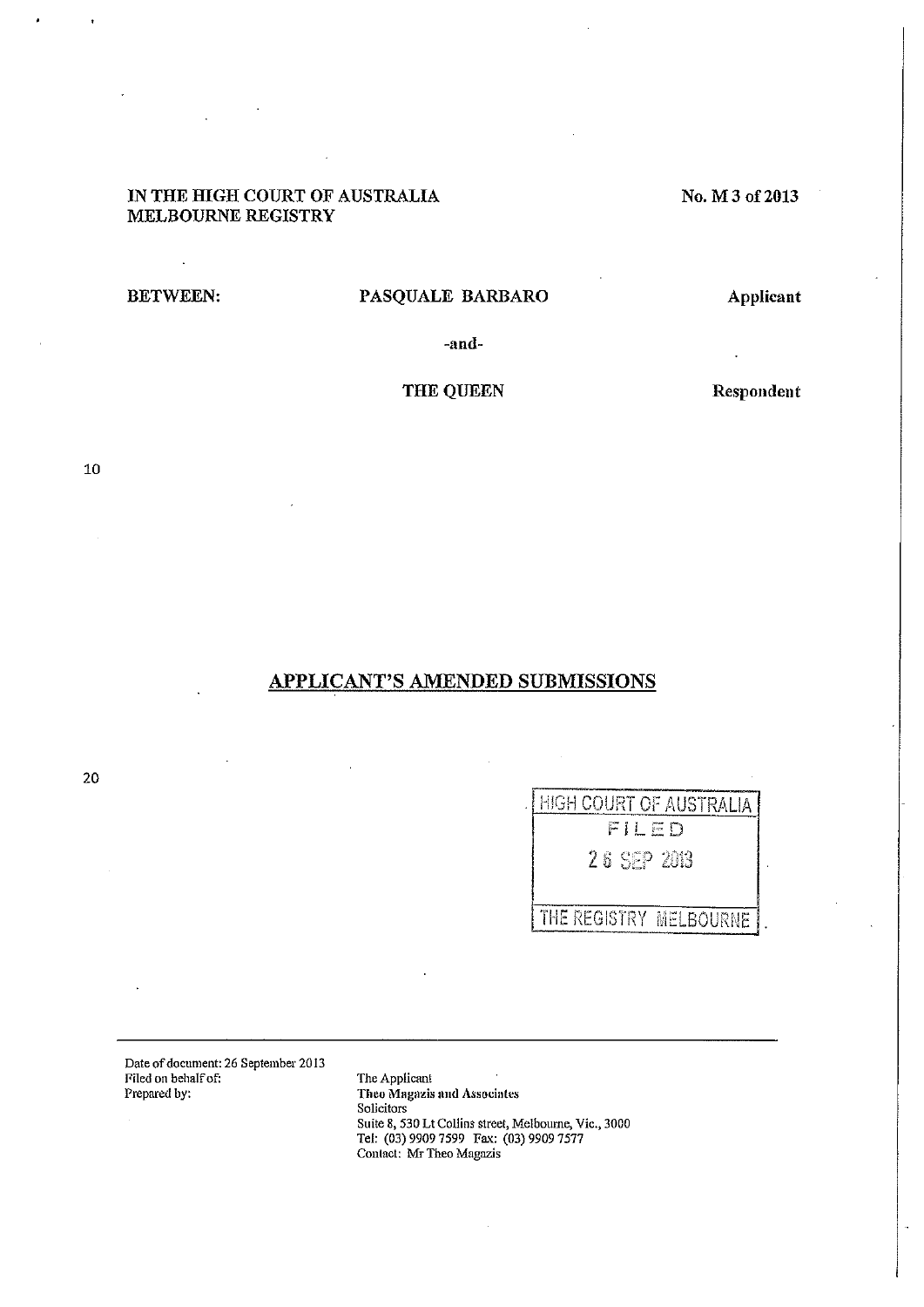IN THE HIGH COURT OF AUSTRALIA
MELBOURNE REGISTRY

No. M 3 of 2013

BETWEEN: **PASQUALE BARBARO** Applicant

-and-

**THE QUEEN** Respondent

# APPLICANT'S AMENDED SUBMISSIONS

HIGH COURT OF AUSTRALIA
FILED
26 SEP 2013
THE REGISTRY MELBOURNE

Date of document: 26 September 2013
Filed on behalf of: The Applicant
Prepared by: Theo Magazis and Associates
Solicitors
Suite 8, 530 Lt Collins street, Melbourne, Vic., 3000
Tel: (03) 9909 7599 Fax: (03) 9909 7577
Contact: Mr Theo Magazis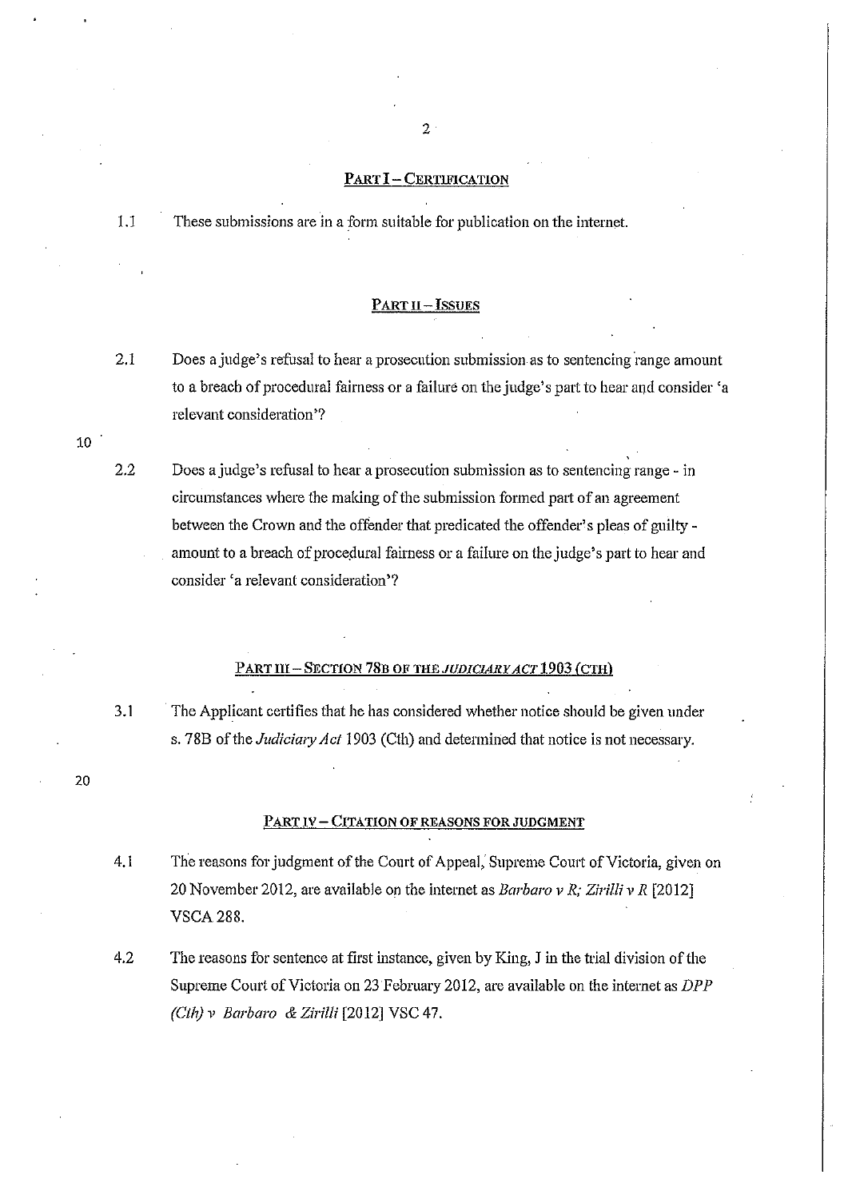## PART I – CERTIFICATION

1.1 These submissions are in a form suitable for publication on the internet.

## PART II – ISSUES

2.1 Does a judge's refusal to hear a prosecution submission as to sentencing range amount to a breach of procedural fairness or a failure on the judge's part to hear and consider 'a relevant consideration'?

2.2 Does a judge's refusal to hear a prosecution submission as to sentencing range - in circumstances where the making of the submission formed part of an agreement between the Crown and the offender that predicated the offender's pleas of guilty - amount to a breach of procedural fairness or a failure on the judge's part to hear and consider 'a relevant consideration'?

## PART III – SECTION 78B OF THE *JUDICIARY ACT* 1903 (CTH)

3.1 The Applicant certifies that he has considered whether notice should be given under s. 78B of the *Judiciary Act* 1903 (Cth) and determined that notice is not necessary.

## PART IV – CITATION OF REASONS FOR JUDGMENT

4.1 The reasons for judgment of the Court of Appeal, Supreme Court of Victoria, given on 20 November 2012, are available on the internet as *Barbaro v R; Zirilli v R* [2012] VSCA 288.

4.2 The reasons for sentence at first instance, given by King, J in the trial division of the Supreme Court of Victoria on 23 February 2012, are available on the internet as *DPP (Cth) v Barbaro & Zirilli* [2012] VSC 47.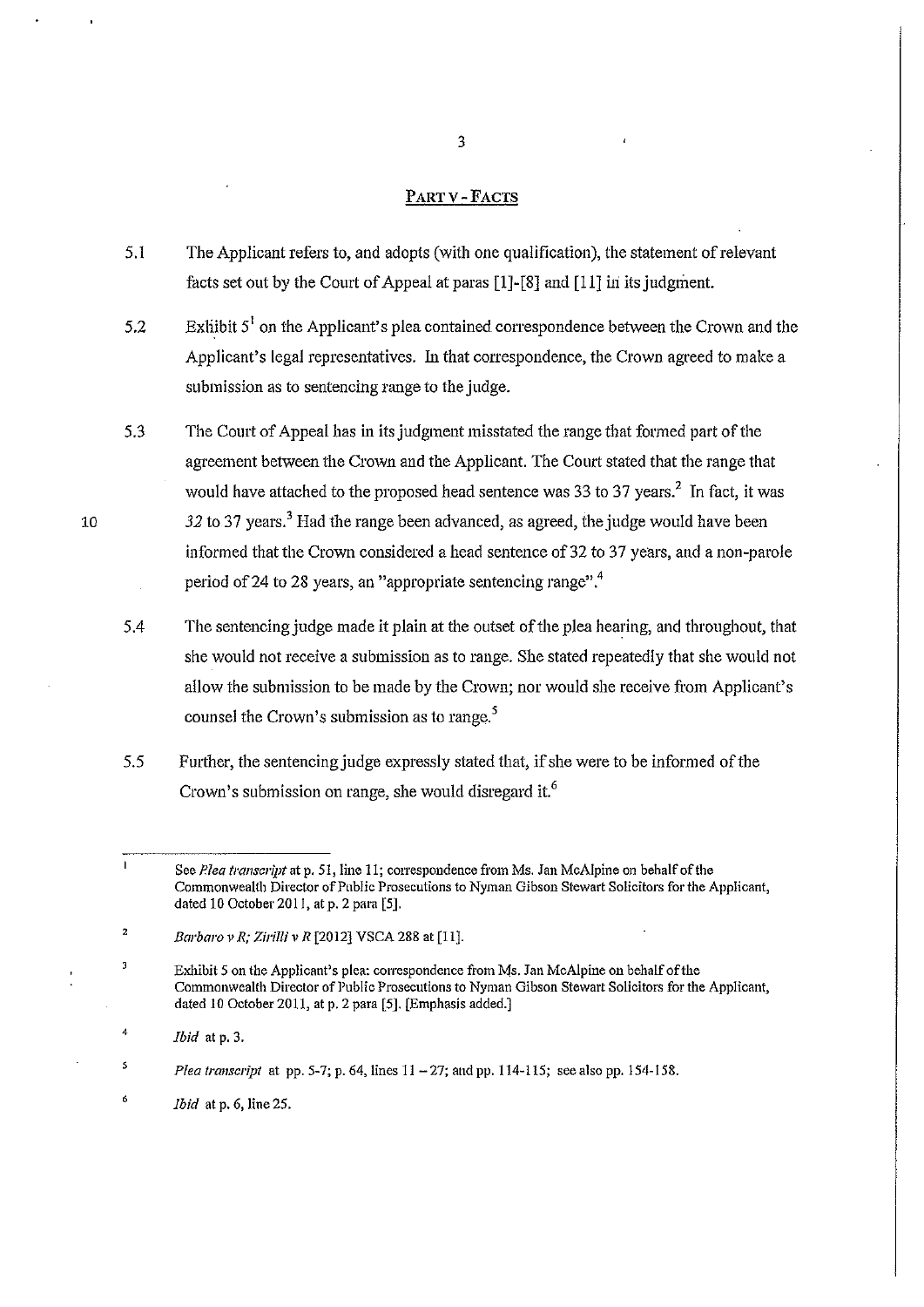## Part V - Facts

5.1 The Applicant refers to, and adopts (with one qualification), the statement of relevant facts set out by the Court of Appeal at paras [1]-[8] and [11] in its judgment.

5.2 Exhibit 5[1] on the Applicant's plea contained correspondence between the Crown and the Applicant's legal representatives. In that correspondence, the Crown agreed to make a submission as to sentencing range to the judge.

5.3 The Court of Appeal has in its judgment misstated the range that formed part of the agreement between the Crown and the Applicant. The Court stated that the range that would have attached to the proposed head sentence was 33 to 37 years.[2] In fact, it was *32* to 37 years.[3] Had the range been advanced, as agreed, the judge would have been informed that the Crown considered a head sentence of 32 to 37 years, and a non-parole period of 24 to 28 years, an "appropriate sentencing range".[4]

5.4 The sentencing judge made it plain at the outset of the plea hearing, and throughout, that she would not receive a submission as to range. She stated repeatedly that she would not allow the submission to be made by the Crown; nor would she receive from Applicant's counsel the Crown's submission as to range.[5]

5.5 Further, the sentencing judge expressly stated that, if she were to be informed of the Crown's submission on range, she would disregard it.[6]

---

[1] See *Plea transcript* at p. 51, line 11; correspondence from Ms. Jan McAlpine on behalf of the Commonwealth Director of Public Prosecutions to Nyman Gibson Stewart Solicitors for the Applicant, dated 10 October 2011, at p. 2 para [5].

[2] *Barbaro v R; Zirilli v R* [2012] VSCA 288 at [11].

[3] Exhibit 5 on the Applicant's plea: correspondence from Ms. Jan McAlpine on behalf of the Commonwealth Director of Public Prosecutions to Nyman Gibson Stewart Solicitors for the Applicant, dated 10 October 2011, at p. 2 para [5]. [Emphasis added.]

[4] *Ibid* at p. 3.

[5] *Plea transcript* at pp. 5-7; p. 64, lines 11 – 27; and pp. 114-115; see also pp. 154-158.

[6] *Ibid* at p. 6, line 25.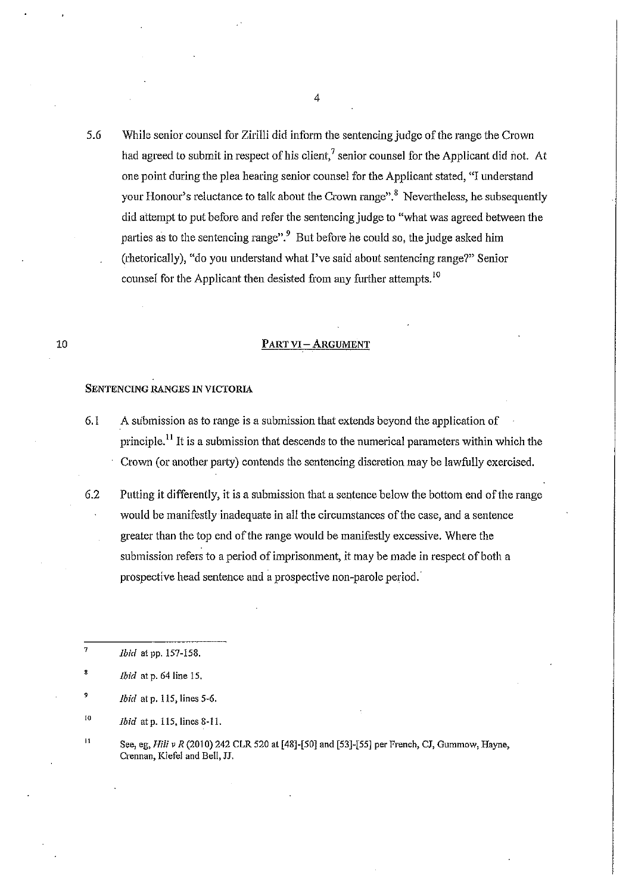5.6 While senior counsel for Zirilli did inform the sentencing judge of the range the Crown had agreed to submit in respect of his client,[7] senior counsel for the Applicant did not. At one point during the plea hearing senior counsel for the Applicant stated, "I understand your Honour's reluctance to talk about the Crown range".[8] Nevertheless, he subsequently did attempt to put before and refer the sentencing judge to "what was agreed between the parties as to the sentencing range".[9] But before he could so, the judge asked him (rhetorically), "do you understand what I've said about sentencing range?" Senior counsel for the Applicant then desisted from any further attempts.[10]

## PART VI – ARGUMENT

### SENTENCING RANGES IN VICTORIA

6.1 A submission as to range is a submission that extends beyond the application of principle.[11] It is a submission that descends to the numerical parameters within which the Crown (or another party) contends the sentencing discretion may be lawfully exercised.

6.2 Putting it differently, it is a submission that a sentence below the bottom end of the range would be manifestly inadequate in all the circumstances of the case, and a sentence greater than the top end of the range would be manifestly excessive. Where the submission refers to a period of imprisonment, it may be made in respect of both a prospective head sentence and a prospective non-parole period.

---

[7] *Ibid* at pp. 157-158.

[8] *Ibid* at p. 64 line 15.

[9] *Ibid* at p. 115, lines 5-6.

[10] *Ibid* at p. 115, lines 8-11.

[11] See, eg, *Hili v R* (2010) 242 CLR 520 at [48]-[50] and [53]-[55] per French, CJ, Gummow, Hayne, Crennan, Kiefel and Bell, JJ.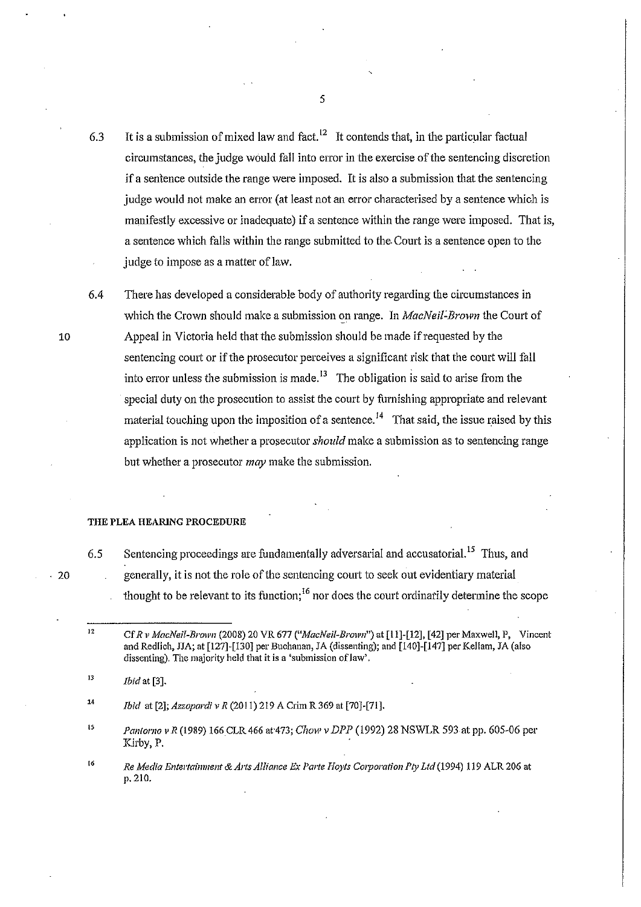6.3 It is a submission of mixed law and fact.[12] It contends that, in the particular factual circumstances, the judge would fall into error in the exercise of the sentencing discretion if a sentence outside the range were imposed. It is also a submission that the sentencing judge would not make an error (at least not an error characterised by a sentence which is manifestly excessive or inadequate) if a sentence within the range were imposed. That is, a sentence which falls within the range submitted to the Court is a sentence open to the judge to impose as a matter of law.

6.4 There has developed a considerable body of authority regarding the circumstances in which the Crown should make a submission on range. In *MacNeil-Brown* the Court of Appeal in Victoria held that the submission should be made if requested by the sentencing court or if the prosecutor perceives a significant risk that the court will fall into error unless the submission is made.[13] The obligation is said to arise from the special duty on the prosecution to assist the court by furnishing appropriate and relevant material touching upon the imposition of a sentence.[14] That said, the issue raised by this application is not whether a prosecutor *should* make a submission as to sentencing range but whether a prosecutor *may* make the submission.

**THE PLEA HEARING PROCEDURE**

6.5 Sentencing proceedings are fundamentally adversarial and accusatorial.[15] Thus, and generally, it is not the role of the sentencing court to seek out evidentiary material thought to be relevant to its function;[16] nor does the court ordinarily determine the scope

---

[12] Cf *R v MacNeil-Brown* (2008) 20 VR 677 ("*MacNeil-Brown*") at [11]-[12], [42] per Maxwell, P, Vincent and Redlich, JJA; at [127]-[130] per Buchanan, JA (dissenting); and [140]-[147] per Kellam, JA (also dissenting). The majority held that it is a 'submission of law'.

[13] *Ibid* at [3].

[14] *Ibid* at [2]; *Azzopardi v R* (2011) 219 A Crim R 369 at [70]-[71].

[15] *Pantorno v R* (1989) 166 CLR 466 at 473; *Chow v DPP* (1992) 28 NSWLR 593 at pp. 605-06 per Kirby, P.

[16] *Re Media Entertainment & Arts Alliance Ex Parte Hoyts Corporation Pty Ltd* (1994) 119 ALR 206 at p. 210.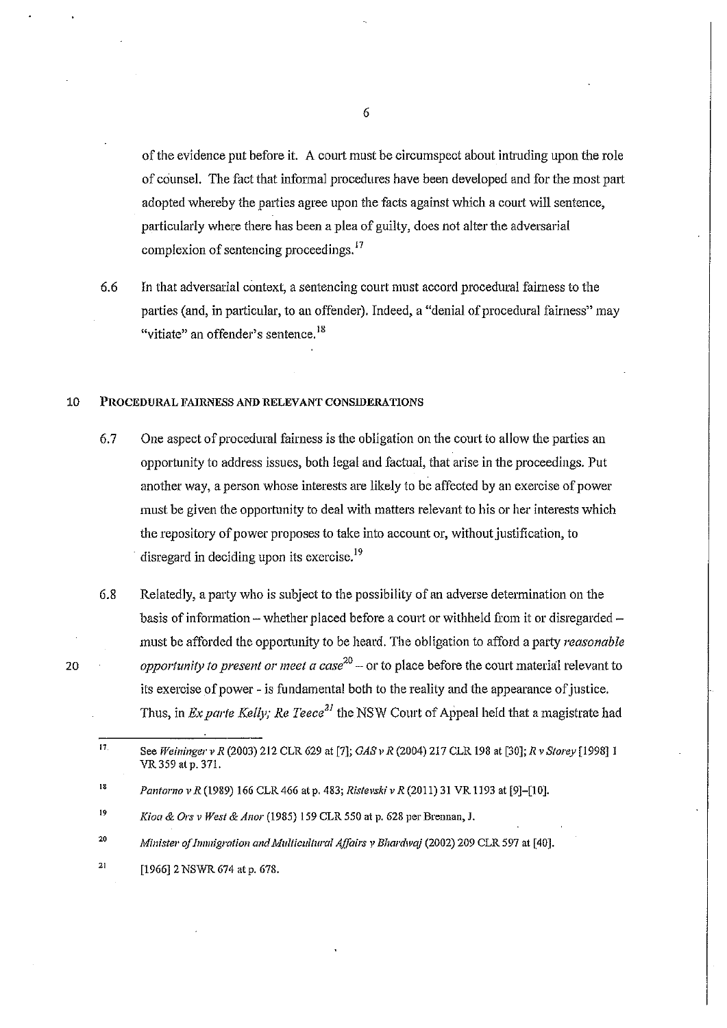of the evidence put before it. A court must be circumspect about intruding upon the role of counsel. The fact that informal procedures have been developed and for the most part adopted whereby the parties agree upon the facts against which a court will sentence, particularly where there has been a plea of guilty, does not alter the adversarial complexion of sentencing proceedings.[17]

6.6 In that adversarial context, a sentencing court must accord procedural fairness to the parties (and, in particular, to an offender). Indeed, a "denial of procedural fairness" may "vitiate" an offender's sentence.[18]

## PROCEDURAL FAIRNESS AND RELEVANT CONSIDERATIONS

6.7 One aspect of procedural fairness is the obligation on the court to allow the parties an opportunity to address issues, both legal and factual, that arise in the proceedings. Put another way, a person whose interests are likely to be affected by an exercise of power must be given the opportunity to deal with matters relevant to his or her interests which the repository of power proposes to take into account or, without justification, to disregard in deciding upon its exercise.[19]

6.8 Relatedly, a party who is subject to the possibility of an adverse determination on the basis of information – whether placed before a court or withheld from it or disregarded – must be afforded the opportunity to be heard. The obligation to afford a party *reasonable opportunity to present or meet a case*[20] – or to place before the court material relevant to its exercise of power - is fundamental both to the reality and the appearance of justice. Thus, in *Ex parte Kelly; Re Teece*[21] the NSW Court of Appeal held that a magistrate had

---

17 See *Weininger v R* (2003) 212 CLR 629 at [7]; *GAS v R* (2004) 217 CLR 198 at [30]; *R v Storey* [1998] 1 VR 359 at p. 371.

18 *Pantorno v R* (1989) 166 CLR 466 at p. 483; *Ristevski v R* (2011) 31 VR 1193 at [9]–[10].

19 *Kioa & Ors v West & Anor* (1985) 159 CLR 550 at p. 628 per Brennan, J.

20 *Minister of Immigration and Multicultural Affairs v Bhardwaj* (2002) 209 CLR 597 at [40].

21 [1966] 2 NSWR 674 at p. 678.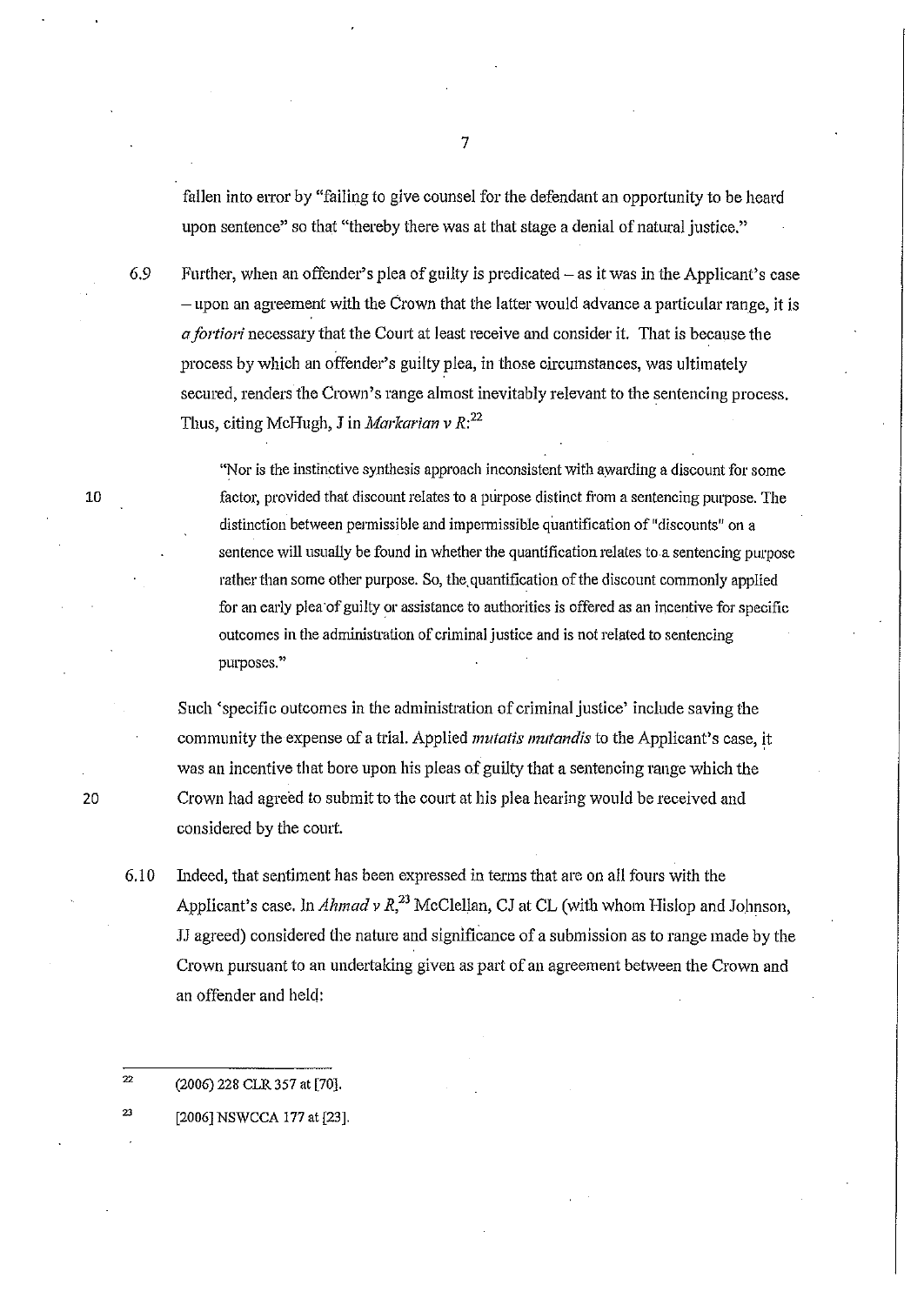fallen into error by "failing to give counsel for the defendant an opportunity to be heard upon sentence" so that "thereby there was at that stage a denial of natural justice."

6.9 Further, when an offender's plea of guilty is predicated – as it was in the Applicant's case – upon an agreement with the Crown that the latter would advance a particular range, it is *a fortiori* necessary that the Court at least receive and consider it. That is because the process by which an offender's guilty plea, in those circumstances, was ultimately secured, renders the Crown's range almost inevitably relevant to the sentencing process. Thus, citing McHugh, J in *Markarian v R*:[22]

> "Nor is the instinctive synthesis approach inconsistent with awarding a discount for some factor, provided that discount relates to a purpose distinct from a sentencing purpose. The distinction between permissible and impermissible quantification of "discounts" on a sentence will usually be found in whether the quantification relates to a sentencing purpose rather than some other purpose. So, the quantification of the discount commonly applied for an early plea of guilty or assistance to authorities is offered as an incentive for specific outcomes in the administration of criminal justice and is not related to sentencing purposes."

Such 'specific outcomes in the administration of criminal justice' include saving the community the expense of a trial. Applied *mutatis mutandis* to the Applicant's case, it was an incentive that bore upon his pleas of guilty that a sentencing range which the Crown had agreed to submit to the court at his plea hearing would be received and considered by the court.

6.10 Indeed, that sentiment has been expressed in terms that are on all fours with the Applicant's case. In *Ahmad v R*,[23] McClellan, CJ at CL (with whom Hislop and Johnson, JJ agreed) considered the nature and significance of a submission as to range made by the Crown pursuant to an undertaking given as part of an agreement between the Crown and an offender and held:

---

[22] (2006) 228 CLR 357 at [70].

[23] [2006] NSWCCA 177 at [23].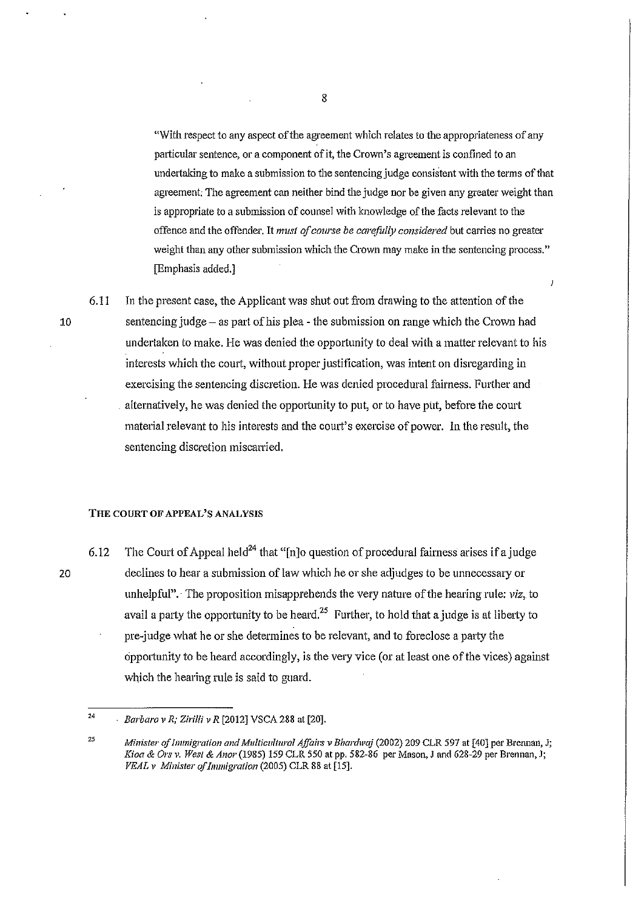> "With respect to any aspect of the agreement which relates to the appropriateness of any particular sentence, or a component of it, the Crown's agreement is confined to an undertaking to make a submission to the sentencing judge consistent with the terms of that agreement. The agreement can neither bind the judge nor be given any greater weight than is appropriate to a submission of counsel with knowledge of the facts relevant to the offence and the offender. It *must of course be carefully considered* but carries no greater weight than any other submission which the Crown may make in the sentencing process." [Emphasis added.]

6.11 In the present case, the Applicant was shut out from drawing to the attention of the sentencing judge – as part of his plea - the submission on range which the Crown had undertaken to make. He was denied the opportunity to deal with a matter relevant to his interests which the court, without proper justification, was intent on disregarding in exercising the sentencing discretion. He was denied procedural fairness. Further and alternatively, he was denied the opportunity to put, or to have put, before the court material relevant to his interests and the court's exercise of power. In the result, the sentencing discretion miscarried.

## THE COURT OF APPEAL'S ANALYSIS

6.12 The Court of Appeal held[24] that "[n]o question of procedural fairness arises if a judge declines to hear a submission of law which he or she adjudges to be unnecessary or unhelpful". The proposition misapprehends the very nature of the hearing rule: *viz*, to avail a party the opportunity to be heard.[25] Further, to hold that a judge is at liberty to pre-judge what he or she determines to be relevant, and to foreclose a party the opportunity to be heard accordingly, is the very vice (or at least one of the vices) against which the hearing rule is said to guard.

---

[24] *Barbaro v R; Zirilli v R* [2012] VSCA 288 at [20].

[25] *Minister of Immigration and Multicultural Affairs v Bhardwaj* (2002) 209 CLR 597 at [40] per Brennan, J; *Kioa & Ors v. West & Anor* (1985) 159 CLR 550 at pp. 582-86 per Mason, J and 628-29 per Brennan, J; *VEAL v Minister of Immigration* (2005) CLR 88 at [15].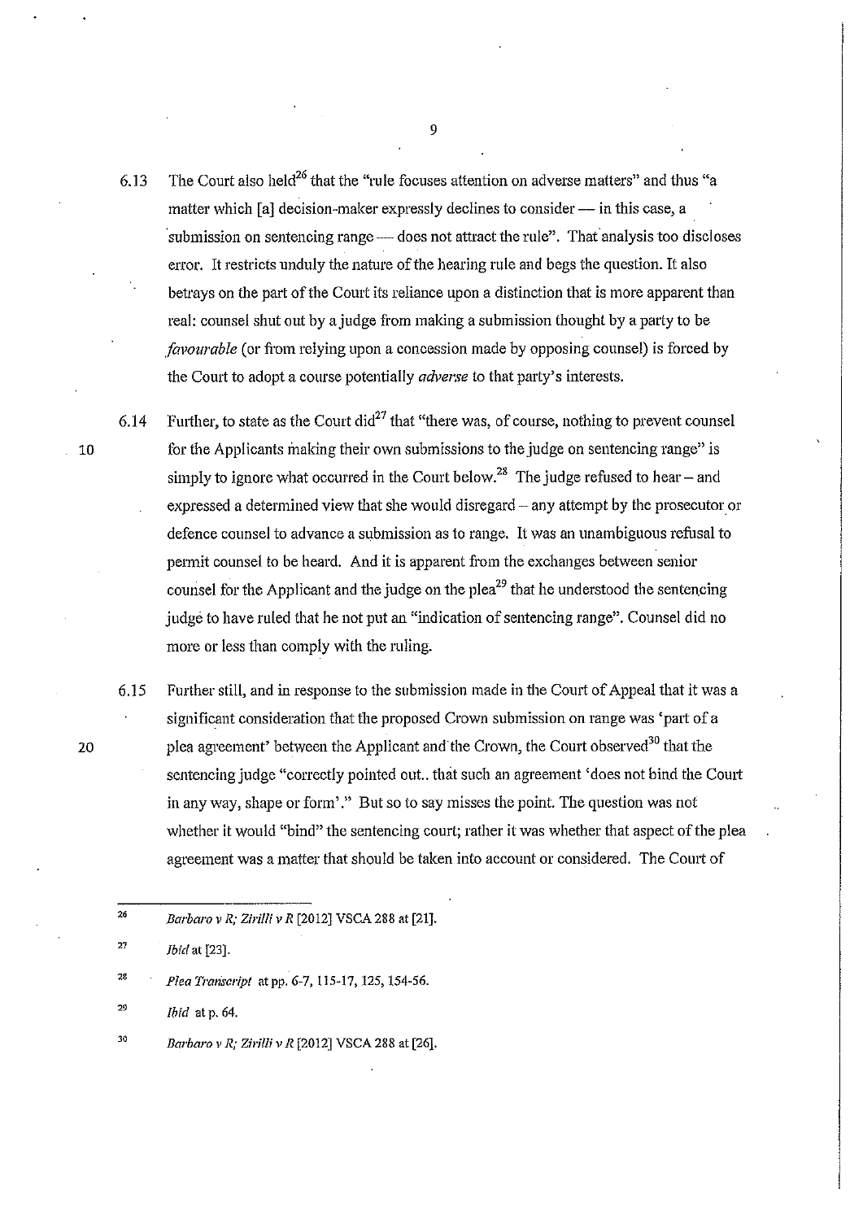6.13 The Court also held[26] that the "rule focuses attention on adverse matters" and thus "a matter which [a] decision-maker expressly declines to consider — in this case, a submission on sentencing range — does not attract the rule". That analysis too discloses error. It restricts unduly the nature of the hearing rule and begs the question. It also betrays on the part of the Court its reliance upon a distinction that is more apparent than real: counsel shut out by a judge from making a submission thought by a party to be *favourable* (or from relying upon a concession made by opposing counsel) is forced by the Court to adopt a course potentially *adverse* to that party's interests.

6.14 Further, to state as the Court did[27] that "there was, of course, nothing to prevent counsel for the Applicants making their own submissions to the judge on sentencing range" is simply to ignore what occurred in the Court below.[28] The judge refused to hear – and expressed a determined view that she would disregard – any attempt by the prosecutor or defence counsel to advance a submission as to range. It was an unambiguous refusal to permit counsel to be heard. And it is apparent from the exchanges between senior counsel for the Applicant and the judge on the plea[29] that he understood the sentencing judge to have ruled that he not put an "indication of sentencing range". Counsel did no more or less than comply with the ruling.

6.15 Further still, and in response to the submission made in the Court of Appeal that it was a significant consideration that the proposed Crown submission on range was 'part of a plea agreement' between the Applicant and the Crown, the Court observed[30] that the sentencing judge "correctly pointed out.. that such an agreement 'does not bind the Court in any way, shape or form'." But so to say misses the point. The question was not whether it would "bind" the sentencing court; rather it was whether that aspect of the plea agreement was a matter that should be taken into account or considered. The Court of

---

[26] *Barbaro v R; Zirilli v R* [2012] VSCA 288 at [21].

[27] *Ibid* at [23].

[28] *Plea Transcript* at pp. 6-7, 115-17, 125, 154-56.

[29] *Ibid* at p. 64.

[30] *Barbaro v R; Zirilli v R* [2012] VSCA 288 at [26].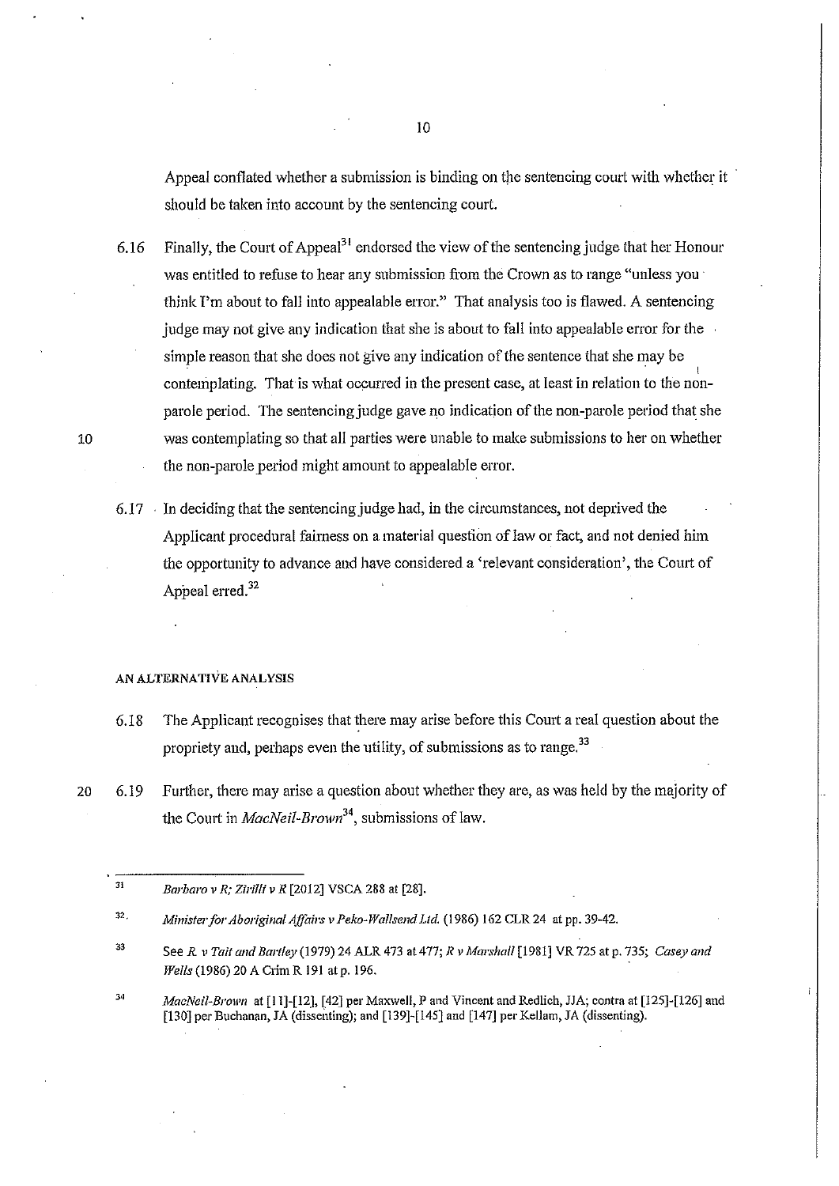Appeal conflated whether a submission is binding on the sentencing court with whether it should be taken into account by the sentencing court.

6.16 Finally, the Court of Appeal[31] endorsed the view of the sentencing judge that her Honour was entitled to refuse to hear any submission from the Crown as to range "unless you think I'm about to fall into appealable error." That analysis too is flawed. A sentencing judge may not give any indication that she is about to fall into appealable error for the simple reason that she does not give any indication of the sentence that she may be contemplating. That is what occurred in the present case, at least in relation to the non-parole period. The sentencing judge gave no indication of the non-parole period that she was contemplating so that all parties were unable to make submissions to her on whether the non-parole period might amount to appealable error.

6.17 In deciding that the sentencing judge had, in the circumstances, not deprived the Applicant procedural fairness on a material question of law or fact, and not denied him the opportunity to advance and have considered a 'relevant consideration', the Court of Appeal erred.[32]

#### AN ALTERNATIVE ANALYSIS

6.18 The Applicant recognises that there may arise before this Court a real question about the propriety and, perhaps even the utility, of submissions as to range.[33]

6.19 Further, there may arise a question about whether they are, as was held by the majority of the Court in *MacNeil-Brown*[34], submissions of law.

---

[31] *Barbaro v R; Zirilli v R* [2012] VSCA 288 at [28].

[32] *Minister for Aboriginal Affairs v Peko-Wallsend Ltd.* (1986) 162 CLR 24 at pp. 39-42.

[33] See *R. v Tait and Bartley* (1979) 24 ALR 473 at 477; *R v Marshall* [1981] VR 725 at p. 735; *Casey and Wells* (1986) 20 A Crim R 191 at p. 196.

[34] *MacNeil-Brown* at [11]-[12], [42] per Maxwell, P and Vincent and Redlich, JJA; contra at [125]-[126] and [130] per Buchanan, JA (dissenting); and [139]-[145] and [147] per Kellam, JA (dissenting).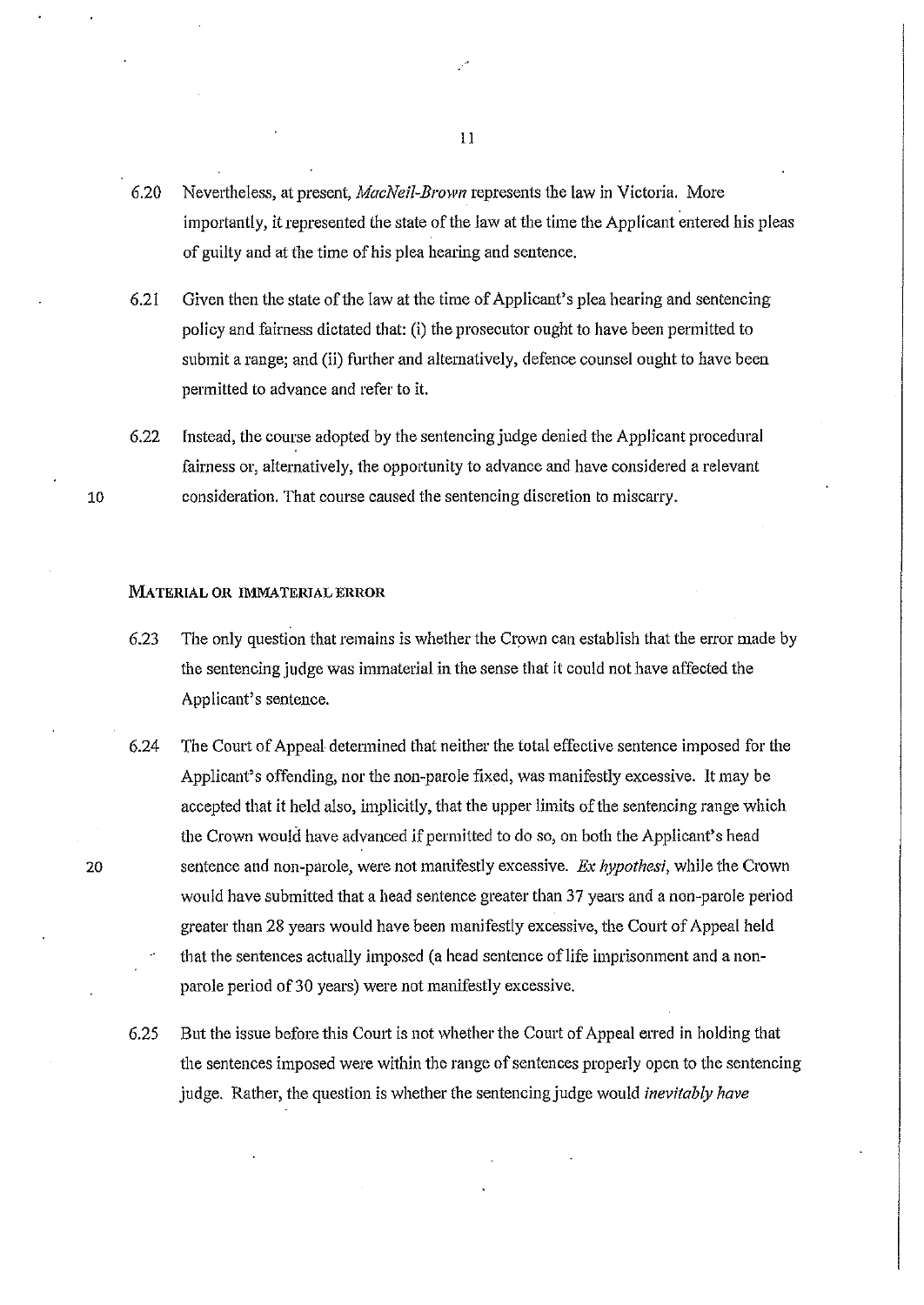6.20 Nevertheless, at present, *MacNeil-Brown* represents the law in Victoria. More importantly, it represented the state of the law at the time the Applicant entered his pleas of guilty and at the time of his plea hearing and sentence.

6.21 Given then the state of the law at the time of Applicant's plea hearing and sentencing policy and fairness dictated that: (i) the prosecutor ought to have been permitted to submit a range; and (ii) further and alternatively, defence counsel ought to have been permitted to advance and refer to it.

6.22 Instead, the course adopted by the sentencing judge denied the Applicant procedural fairness or, alternatively, the opportunity to advance and have considered a relevant consideration. That course caused the sentencing discretion to miscarry.

### MATERIAL OR IMMATERIAL ERROR

6.23 The only question that remains is whether the Crown can establish that the error made by the sentencing judge was immaterial in the sense that it could not have affected the Applicant's sentence.

6.24 The Court of Appeal determined that neither the total effective sentence imposed for the Applicant's offending, nor the non-parole fixed, was manifestly excessive. It may be accepted that it held also, implicitly, that the upper limits of the sentencing range which the Crown would have advanced if permitted to do so, on both the Applicant's head sentence and non-parole, were not manifestly excessive. *Ex hypothesi*, while the Crown would have submitted that a head sentence greater than 37 years and a non-parole period greater than 28 years would have been manifestly excessive, the Court of Appeal held that the sentences actually imposed (a head sentence of life imprisonment and a non-parole period of 30 years) were not manifestly excessive.

6.25 But the issue before this Court is not whether the Court of Appeal erred in holding that the sentences imposed were within the range of sentences properly open to the sentencing judge. Rather, the question is whether the sentencing judge would *inevitably have*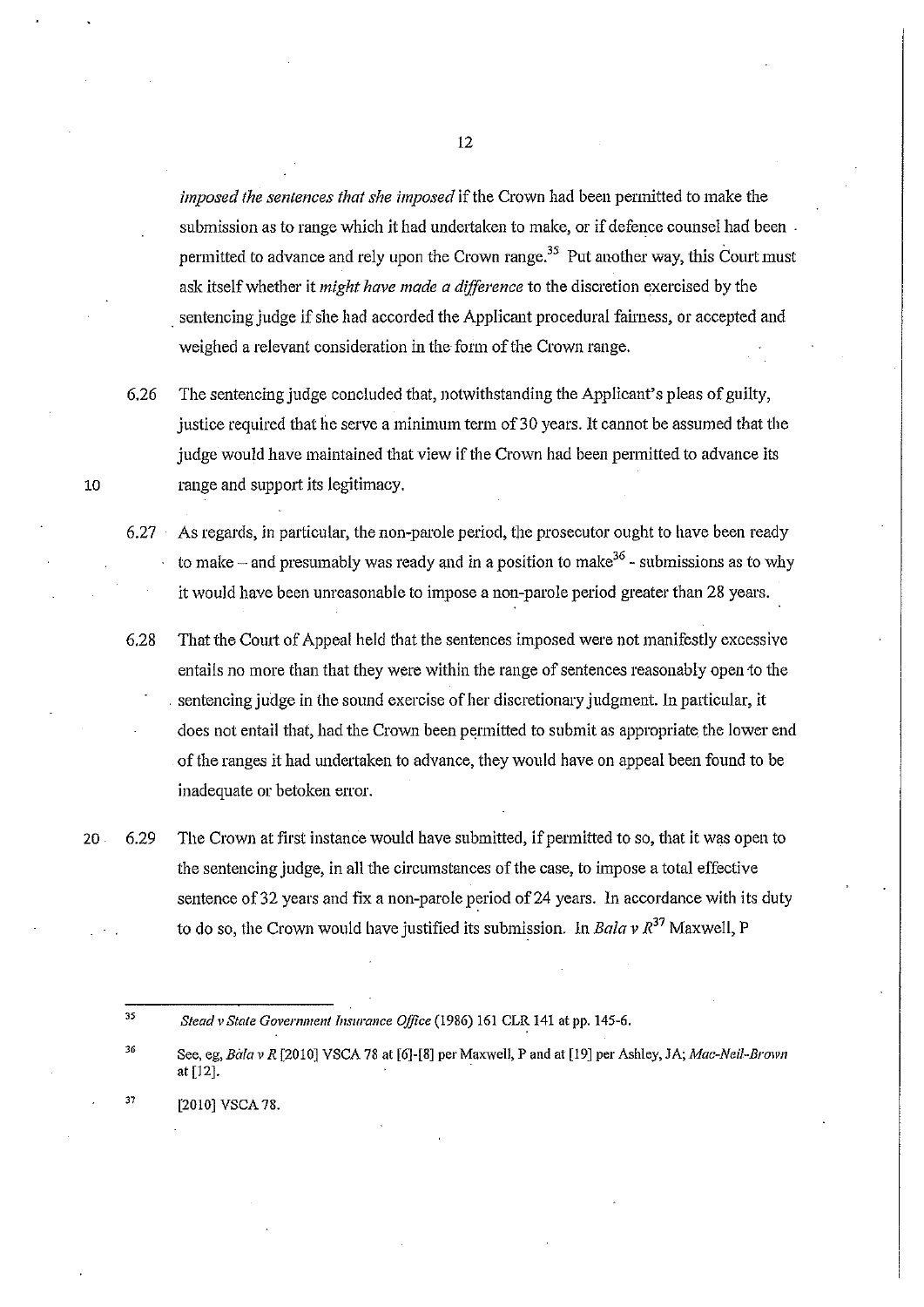*imposed the sentences that she imposed* if the Crown had been permitted to make the submission as to range which it had undertaken to make, or if defence counsel had been permitted to advance and rely upon the Crown range.[35] Put another way, this Court must ask itself whether it *might have made a difference* to the discretion exercised by the sentencing judge if she had accorded the Applicant procedural fairness, or accepted and weighed a relevant consideration in the form of the Crown range.

6.26 The sentencing judge concluded that, notwithstanding the Applicant's pleas of guilty, justice required that he serve a minimum term of 30 years. It cannot be assumed that the judge would have maintained that view if the Crown had been permitted to advance its range and support its legitimacy.

6.27 As regards, in particular, the non-parole period, the prosecutor ought to have been ready to make – and presumably was ready and in a position to make[36] - submissions as to why it would have been unreasonable to impose a non-parole period greater than 28 years.

6.28 That the Court of Appeal held that the sentences imposed were not manifestly excessive entails no more than that they were within the range of sentences reasonably open to the sentencing judge in the sound exercise of her discretionary judgment. In particular, it does not entail that, had the Crown been permitted to submit as appropriate the lower end of the ranges it had undertaken to advance, they would have on appeal been found to be inadequate or betoken error.

6.29 The Crown at first instance would have submitted, if permitted to so, that it was open to the sentencing judge, in all the circumstances of the case, to impose a total effective sentence of 32 years and fix a non-parole period of 24 years. In accordance with its duty to do so, the Crown would have justified its submission. In *Bala v R*[37] Maxwell, P

---

[35] *Stead v State Government Insurance Office* (1986) 161 CLR 141 at pp. 145-6.

[36] See, eg, *Bala v R* [2010] VSCA 78 at [6]-[8] per Maxwell, P and at [19] per Ashley, JA; *Mac-Neil-Brown* at [12].

[37] [2010] VSCA 78.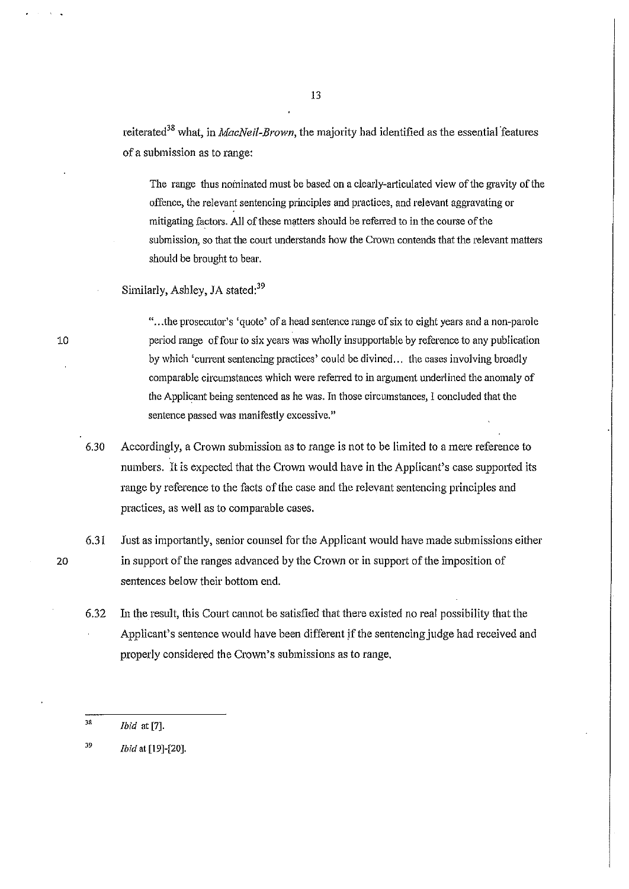reiterated[38] what, in *MacNeil-Brown*, the majority had identified as the essential features of a submission as to range:

> The range thus nominated must be based on a clearly-articulated view of the gravity of the offence, the relevant sentencing principles and practices, and relevant aggravating or mitigating factors. All of these matters should be referred to in the course of the submission, so that the court understands how the Crown contends that the relevant matters should be brought to bear.

Similarly, Ashley, JA stated:[39]

> "...the prosecutor's 'quote' of a head sentence range of six to eight years and a non-parole period range of four to six years was wholly insupportable by reference to any publication by which 'current sentencing practices' could be divined... the cases involving broadly comparable circumstances which were referred to in argument underlined the anomaly of the Applicant being sentenced as he was. In those circumstances, I concluded that the sentence passed was manifestly excessive."

6.30 Accordingly, a Crown submission as to range is not to be limited to a mere reference to numbers. It is expected that the Crown would have in the Applicant's case supported its range by reference to the facts of the case and the relevant sentencing principles and practices, as well as to comparable cases.

6.31 Just as importantly, senior counsel for the Applicant would have made submissions either in support of the ranges advanced by the Crown or in support of the imposition of sentences below their bottom end.

6.32 In the result, this Court cannot be satisfied that there existed no real possibility that the Applicant's sentence would have been different if the sentencing judge had received and properly considered the Crown's submissions as to range.

---

[38] *Ibid* at [7].

[39] *Ibid* at [19]-[20].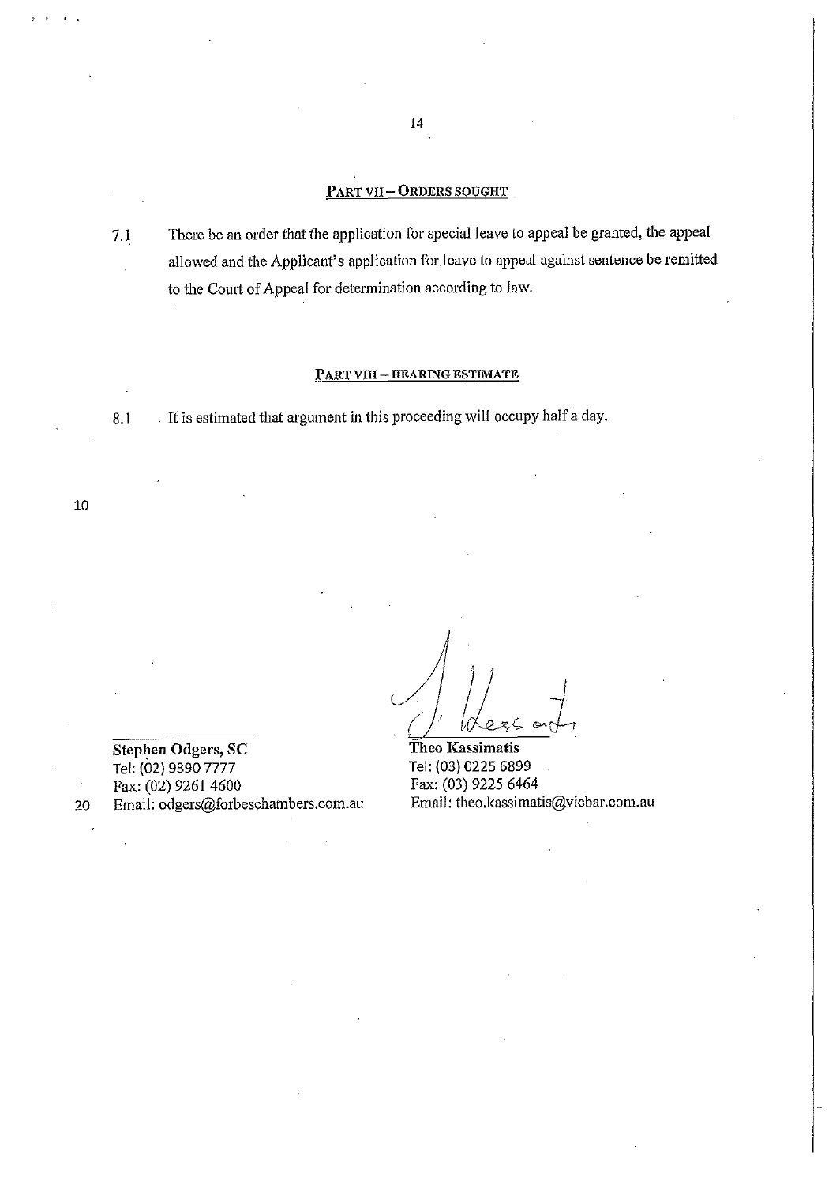## PART VII – ORDERS SOUGHT

7.1 There be an order that the application for special leave to appeal be granted, the appeal allowed and the Applicant's application for leave to appeal against sentence be remitted to the Court of Appeal for determination according to law.

## PART VIII – HEARING ESTIMATE

8.1 It is estimated that argument in this proceeding will occupy half a day.

**Stephen Odgers, SC**
Tel: (02) 9390 7777
Fax: (02) 9261 4600
Email: odgers@forbeschambers.com.au

**Theo Kassimatis**
Tel: (03) 0225 6899
Fax: (03) 9225 6464
Email: theo.kassimatis@vicbar.com.au